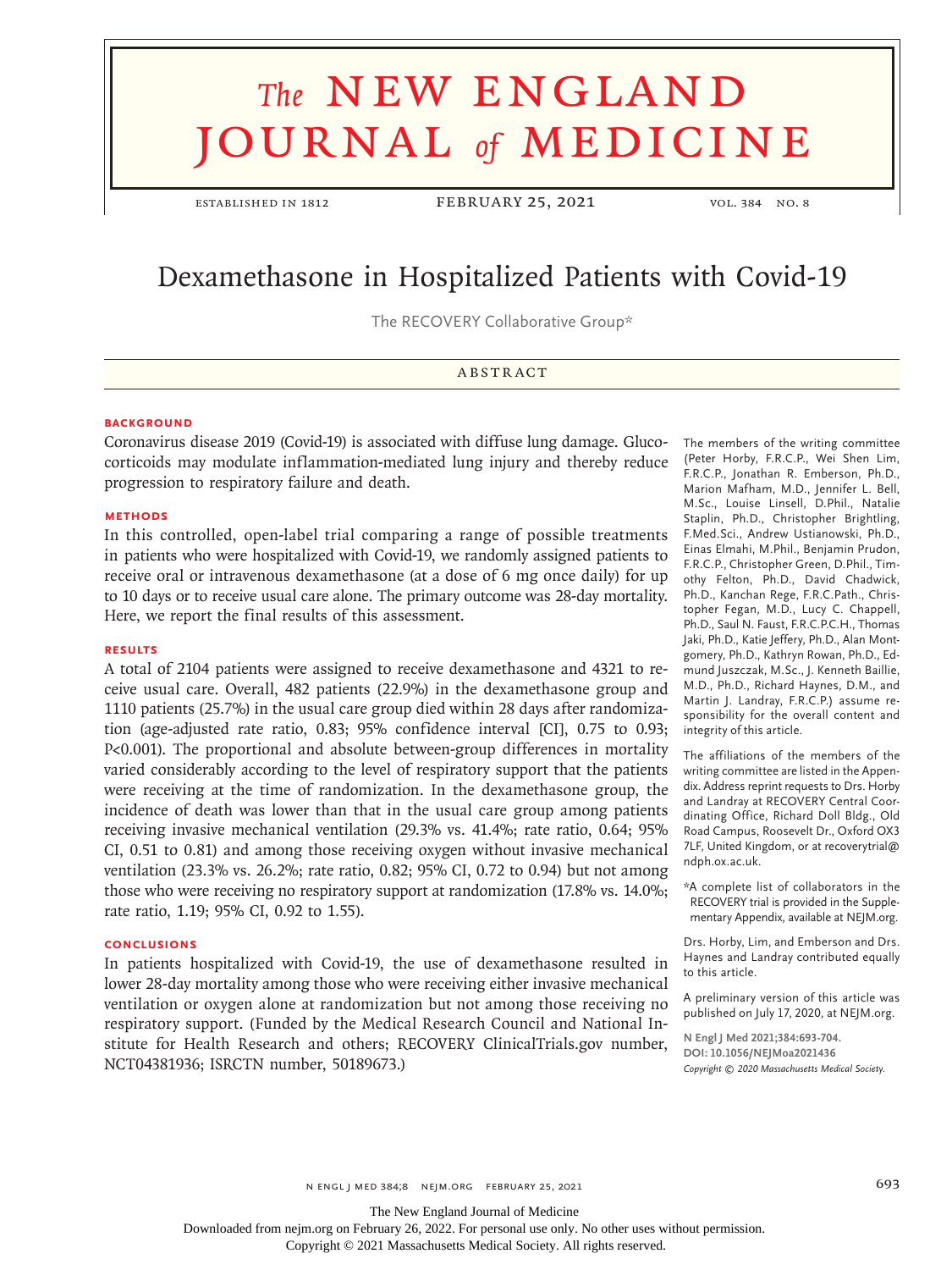# Dexamethasone in Hospitalized Patients with Covid-19

The RECOVERY Collaborative Group*

## ABSTRACT

### BACKGROUND

Coronavirus disease 2019 (Covid-19) is associated with diffuse lung damage. Glucocorticoids may modulate inflammation-mediated lung injury and thereby reduce progression to respiratory failure and death.

### METHODS

In this controlled, open-label trial comparing a range of possible treatments in patients who were hospitalized with Covid-19, we randomly assigned patients to receive oral or intravenous dexamethasone (at a dose of 6 mg once daily) for up to 10 days or to receive usual care alone. The primary outcome was 28-day mortality. Here, we report the final results of this assessment.

### RESULTS

A total of 2104 patients were assigned to receive dexamethasone and 4321 to receive usual care. Overall, 482 patients (22.9%) in the dexamethasone group and 1110 patients (25.7%) in the usual care group died within 28 days after randomization (age-adjusted rate ratio, 0.83; 95% confidence interval [CI], 0.75 to 0.93; P<0.001). The proportional and absolute between-group differences in mortality varied considerably according to the level of respiratory support that the patients were receiving at the time of randomization. In the dexamethasone group, the incidence of death was lower than that in the usual care group among patients receiving invasive mechanical ventilation (29.3% vs. 41.4%; rate ratio, 0.64; 95% CI, 0.51 to 0.81) and among those receiving oxygen without invasive mechanical ventilation (23.3% vs. 26.2%; rate ratio, 0.82; 95% CI, 0.72 to 0.94) but not among those who were receiving no respiratory support at randomization (17.8% vs. 14.0%; rate ratio, 1.19; 95% CI, 0.92 to 1.55).

### CONCLUSIONS

In patients hospitalized with Covid-19, the use of dexamethasone resulted in lower 28-day mortality among those who were receiving either invasive mechanical ventilation or oxygen alone at randomization but not among those receiving no respiratory support. (Funded by the Medical Research Council and National Institute for Health Research and others; RECOVERY ClinicalTrials.gov number, NCT04381936; ISRCTN number, 50189673.)

---

The members of the writing committee (Peter Horby, F.R.C.P., Wei Shen Lim, F.R.C.P., Jonathan R. Emberson, Ph.D., Marion Mafham, M.D., Jennifer L. Bell, M.Sc., Louise Linsell, D.Phil., Natalie Staplin, Ph.D., Christopher Brightling, F.Med.Sci., Andrew Ustianowski, Ph.D., Einas Elmahi, M.Phil., Benjamin Prudon, F.R.C.P., Christopher Green, D.Phil., Timothy Felton, Ph.D., David Chadwick, Ph.D., Kanchan Rege, F.R.C.Path., Christopher Fegan, M.D., Lucy C. Chappell, Ph.D., Saul N. Faust, F.R.C.P.C.H., Thomas Jaki, Ph.D., Katie Jeffery, Ph.D., Alan Montgomery, Ph.D., Kathryn Rowan, Ph.D., Edmund Juszczak, M.Sc., J. Kenneth Baillie, M.D., Ph.D., Richard Haynes, D.M., and Martin J. Landray, F.R.C.P.) assume responsibility for the overall content and integrity of this article.

The affiliations of the members of the writing committee are listed in the Appendix. Address reprint requests to Drs. Horby and Landray at RECOVERY Central Coordinating Office, Richard Doll Bldg., Old Road Campus, Roosevelt Dr., Oxford OX3 7LF, United Kingdom, or at recoverytrial@ndph.ox.ac.uk.

*A complete list of collaborators in the RECOVERY trial is provided in the Supplementary Appendix, available at NEJM.org.

Drs. Horby, Lim, and Emberson and Drs. Haynes and Landray contributed equally to this article.

A preliminary version of this article was published on July 17, 2020, at NEJM.org.

**N Engl J Med 2021;384:693-704.**
**DOI: 10.1056/NEJMoa2021436**
*Copyright © 2020 Massachusetts Medical Society.*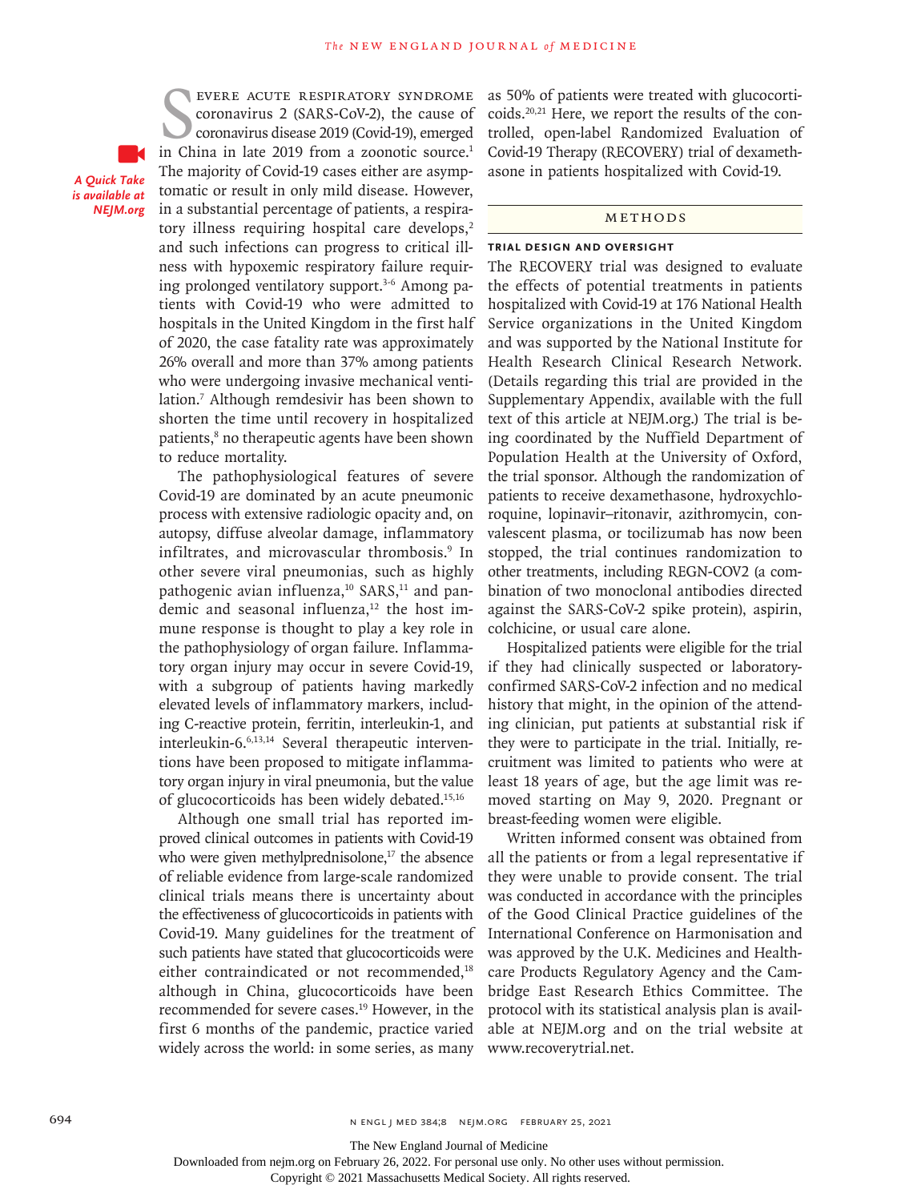Severe acute respiratory syndrome coronavirus 2 (SARS-CoV-2), the cause of coronavirus disease 2019 (Covid-19), emerged in China in late 2019 from a zoonotic source.[1] The majority of Covid-19 cases either are asymptomatic or result in only mild disease. However, in a substantial percentage of patients, a respiratory illness requiring hospital care develops,[2] and such infections can progress to critical illness with hypoxemic respiratory failure requiring prolonged ventilatory support.[3-6] Among patients with Covid-19 who were admitted to hospitals in the United Kingdom in the first half of 2020, the case fatality rate was approximately 26% overall and more than 37% among patients who were undergoing invasive mechanical ventilation.[7] Although remdesivir has been shown to shorten the time until recovery in hospitalized patients,[8] no therapeutic agents have been shown to reduce mortality.

*A Quick Take is available at NEJM.org*

The pathophysiological features of severe Covid-19 are dominated by an acute pneumonic process with extensive radiologic opacity and, on autopsy, diffuse alveolar damage, inflammatory infiltrates, and microvascular thrombosis.[9] In other severe viral pneumonias, such as highly pathogenic avian influenza,[10] SARS,[11] and pandemic and seasonal influenza,[12] the host immune response is thought to play a key role in the pathophysiology of organ failure. Inflammatory organ injury may occur in severe Covid-19, with a subgroup of patients having markedly elevated levels of inflammatory markers, including C-reactive protein, ferritin, interleukin-1, and interleukin-6.[6,13,14] Several therapeutic interventions have been proposed to mitigate inflammatory organ injury in viral pneumonia, but the value of glucocorticoids has been widely debated.[15,16]

Although one small trial has reported improved clinical outcomes in patients with Covid-19 who were given methylprednisolone,[17] the absence of reliable evidence from large-scale randomized clinical trials means there is uncertainty about the effectiveness of glucocorticoids in patients with Covid-19. Many guidelines for the treatment of such patients have stated that glucocorticoids were either contraindicated or not recommended,[18] although in China, glucocorticoids have been recommended for severe cases.[19] However, in the first 6 months of the pandemic, practice varied widely across the world: in some series, as many as 50% of patients were treated with glucocorticoids.[20,21] Here, we report the results of the controlled, open-label Randomized Evaluation of Covid-19 Therapy (RECOVERY) trial of dexamethasone in patients hospitalized with Covid-19.

## Methods

### Trial Design and Oversight

The RECOVERY trial was designed to evaluate the effects of potential treatments in patients hospitalized with Covid-19 at 176 National Health Service organizations in the United Kingdom and was supported by the National Institute for Health Research Clinical Research Network. (Details regarding this trial are provided in the Supplementary Appendix, available with the full text of this article at NEJM.org.) The trial is being coordinated by the Nuffield Department of Population Health at the University of Oxford, the trial sponsor. Although the randomization of patients to receive dexamethasone, hydroxychloroquine, lopinavir–ritonavir, azithromycin, convalescent plasma, or tocilizumab has now been stopped, the trial continues randomization to other treatments, including REGN-COV2 (a combination of two monoclonal antibodies directed against the SARS-CoV-2 spike protein), aspirin, colchicine, or usual care alone.

Hospitalized patients were eligible for the trial if they had clinically suspected or laboratory-confirmed SARS-CoV-2 infection and no medical history that might, in the opinion of the attending clinician, put patients at substantial risk if they were to participate in the trial. Initially, recruitment was limited to patients who were at least 18 years of age, but the age limit was removed starting on May 9, 2020. Pregnant or breast-feeding women were eligible.

Written informed consent was obtained from all the patients or from a legal representative if they were unable to provide consent. The trial was conducted in accordance with the principles of the Good Clinical Practice guidelines of the International Conference on Harmonisation and was approved by the U.K. Medicines and Healthcare Products Regulatory Agency and the Cambridge East Research Ethics Committee. The protocol with its statistical analysis plan is available at NEJM.org and on the trial website at www.recoverytrial.net.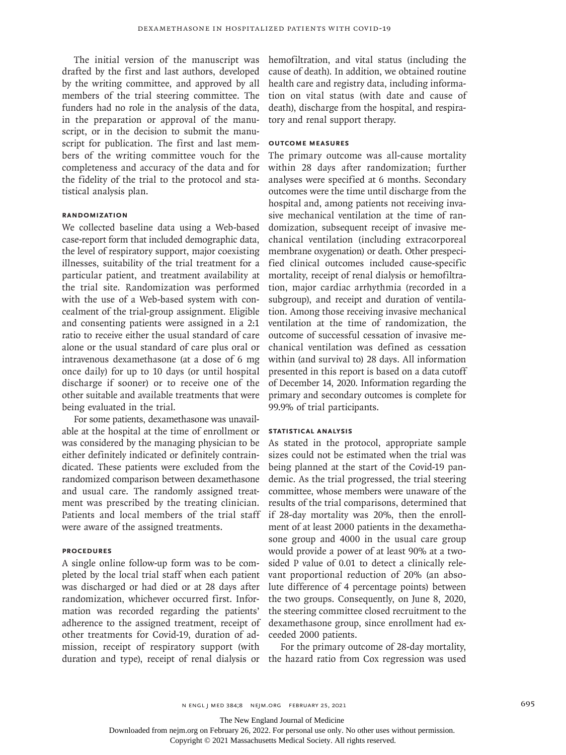The initial version of the manuscript was drafted by the first and last authors, developed by the writing committee, and approved by all members of the trial steering committee. The funders had no role in the analysis of the data, in the preparation or approval of the manuscript, or in the decision to submit the manuscript for publication. The first and last members of the writing committee vouch for the completeness and accuracy of the data and for the fidelity of the trial to the protocol and statistical analysis plan.

## Randomization

We collected baseline data using a Web-based case-report form that included demographic data, the level of respiratory support, major coexisting illnesses, suitability of the trial treatment for a particular patient, and treatment availability at the trial site. Randomization was performed with the use of a Web-based system with concealment of the trial-group assignment. Eligible and consenting patients were assigned in a 2:1 ratio to receive either the usual standard of care alone or the usual standard of care plus oral or intravenous dexamethasone (at a dose of 6 mg once daily) for up to 10 days (or until hospital discharge if sooner) or to receive one of the other suitable and available treatments that were being evaluated in the trial.

For some patients, dexamethasone was unavailable at the hospital at the time of enrollment or was considered by the managing physician to be either definitely indicated or definitely contraindicated. These patients were excluded from the randomized comparison between dexamethasone and usual care. The randomly assigned treatment was prescribed by the treating clinician. Patients and local members of the trial staff were aware of the assigned treatments.

## Procedures

A single online follow-up form was to be completed by the local trial staff when each patient was discharged or had died or at 28 days after randomization, whichever occurred first. Information was recorded regarding the patients' adherence to the assigned treatment, receipt of other treatments for Covid-19, duration of admission, receipt of respiratory support (with duration and type), receipt of renal dialysis or hemofiltration, and vital status (including the cause of death). In addition, we obtained routine health care and registry data, including information on vital status (with date and cause of death), discharge from the hospital, and respiratory and renal support therapy.

## Outcome Measures

The primary outcome was all-cause mortality within 28 days after randomization; further analyses were specified at 6 months. Secondary outcomes were the time until discharge from the hospital and, among patients not receiving invasive mechanical ventilation at the time of randomization, subsequent receipt of invasive mechanical ventilation (including extracorporeal membrane oxygenation) or death. Other prespecified clinical outcomes included cause-specific mortality, receipt of renal dialysis or hemofiltration, major cardiac arrhythmia (recorded in a subgroup), and receipt and duration of ventilation. Among those receiving invasive mechanical ventilation at the time of randomization, the outcome of successful cessation of invasive mechanical ventilation was defined as cessation within (and survival to) 28 days. All information presented in this report is based on a data cutoff of December 14, 2020. Information regarding the primary and secondary outcomes is complete for 99.9% of trial participants.

## Statistical Analysis

As stated in the protocol, appropriate sample sizes could not be estimated when the trial was being planned at the start of the Covid-19 pandemic. As the trial progressed, the trial steering committee, whose members were unaware of the results of the trial comparisons, determined that if 28-day mortality was 20%, then the enrollment of at least 2000 patients in the dexamethasone group and 4000 in the usual care group would provide a power of at least 90% at a two-sided P value of 0.01 to detect a clinically relevant proportional reduction of 20% (an absolute difference of 4 percentage points) between the two groups. Consequently, on June 8, 2020, the steering committee closed recruitment to the dexamethasone group, since enrollment had exceeded 2000 patients.

For the primary outcome of 28-day mortality, the hazard ratio from Cox regression was used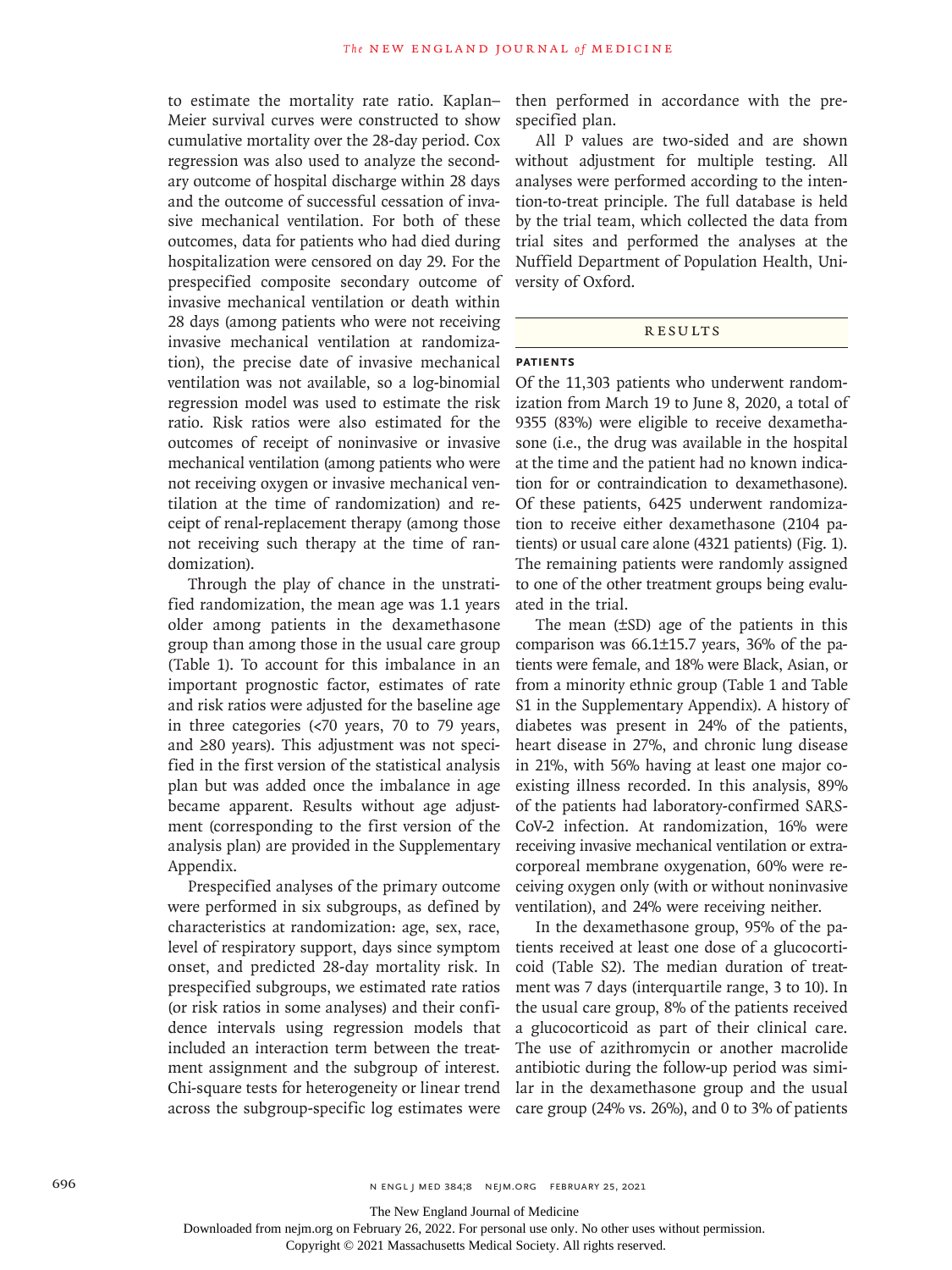to estimate the mortality rate ratio. Kaplan–Meier survival curves were constructed to show cumulative mortality over the 28-day period. Cox regression was also used to analyze the secondary outcome of hospital discharge within 28 days and the outcome of successful cessation of invasive mechanical ventilation. For both of these outcomes, data for patients who had died during hospitalization were censored on day 29. For the prespecified composite secondary outcome of invasive mechanical ventilation or death within 28 days (among patients who were not receiving invasive mechanical ventilation at randomization), the precise date of invasive mechanical ventilation was not available, so a log-binomial regression model was used to estimate the risk ratio. Risk ratios were also estimated for the outcomes of receipt of noninvasive or invasive mechanical ventilation (among patients who were not receiving oxygen or invasive mechanical ventilation at the time of randomization) and receipt of renal-replacement therapy (among those not receiving such therapy at the time of randomization).

Through the play of chance in the unstratified randomization, the mean age was 1.1 years older among patients in the dexamethasone group than among those in the usual care group (Table 1). To account for this imbalance in an important prognostic factor, estimates of rate and risk ratios were adjusted for the baseline age in three categories (<70 years, 70 to 79 years, and ≥80 years). This adjustment was not specified in the first version of the statistical analysis plan but was added once the imbalance in age became apparent. Results without age adjustment (corresponding to the first version of the analysis plan) are provided in the Supplementary Appendix.

Prespecified analyses of the primary outcome were performed in six subgroups, as defined by characteristics at randomization: age, sex, race, level of respiratory support, days since symptom onset, and predicted 28-day mortality risk. In prespecified subgroups, we estimated rate ratios (or risk ratios in some analyses) and their confidence intervals using regression models that included an interaction term between the treatment assignment and the subgroup of interest. Chi-square tests for heterogeneity or linear trend across the subgroup-specific log estimates were then performed in accordance with the prespecified plan.

All P values are two-sided and are shown without adjustment for multiple testing. All analyses were performed according to the intention-to-treat principle. The full database is held by the trial team, which collected the data from trial sites and performed the analyses at the Nuffield Department of Population Health, University of Oxford.

## RESULTS

### PATIENTS

Of the 11,303 patients who underwent randomization from March 19 to June 8, 2020, a total of 9355 (83%) were eligible to receive dexamethasone (i.e., the drug was available in the hospital at the time and the patient had no known indication for or contraindication to dexamethasone). Of these patients, 6425 underwent randomization to receive either dexamethasone (2104 patients) or usual care alone (4321 patients) (Fig. 1). The remaining patients were randomly assigned to one of the other treatment groups being evaluated in the trial.

The mean (±SD) age of the patients in this comparison was 66.1±15.7 years, 36% of the patients were female, and 18% were Black, Asian, or from a minority ethnic group (Table 1 and Table S1 in the Supplementary Appendix). A history of diabetes was present in 24% of the patients, heart disease in 27%, and chronic lung disease in 21%, with 56% having at least one major coexisting illness recorded. In this analysis, 89% of the patients had laboratory-confirmed SARS-CoV-2 infection. At randomization, 16% were receiving invasive mechanical ventilation or extracorporeal membrane oxygenation, 60% were receiving oxygen only (with or without noninvasive ventilation), and 24% were receiving neither.

In the dexamethasone group, 95% of the patients received at least one dose of a glucocorticoid (Table S2). The median duration of treatment was 7 days (interquartile range, 3 to 10). In the usual care group, 8% of the patients received a glucocorticoid as part of their clinical care. The use of azithromycin or another macrolide antibiotic during the follow-up period was similar in the dexamethasone group and the usual care group (24% vs. 26%), and 0 to 3% of patients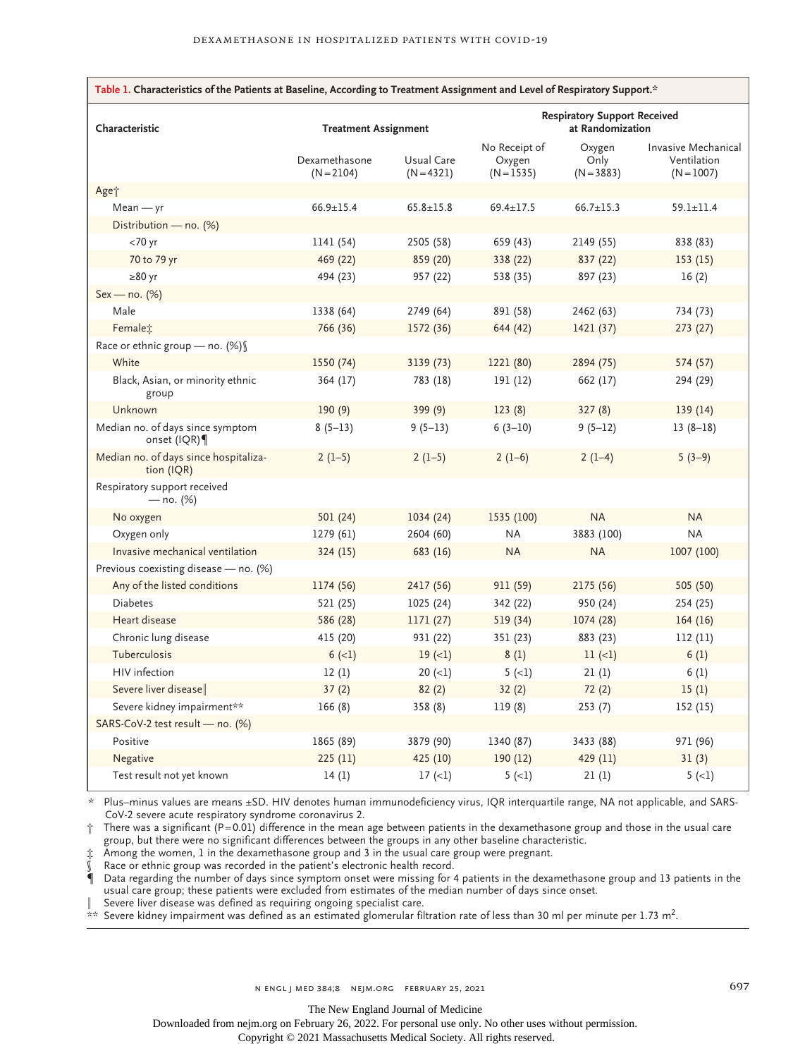**Table 1. Characteristics of the Patients at Baseline, According to Treatment Assignment and Level of Respiratory Support.***

| Characteristic | Treatment Assignment | | Respiratory Support Received at Randomization | | |
|---|---|---|---|---|---|
| | Dexamethasone (N=2104) | Usual Care (N=4321) | No Receipt of Oxygen (N=1535) | Oxygen Only (N=3883) | Invasive Mechanical Ventilation (N=1007) |
| Age† | | | | | |
| Mean — yr | 66.9±15.4 | 65.8±15.8 | 69.4±17.5 | 66.7±15.3 | 59.1±11.4 |
| Distribution — no. (%) | | | | | |
| <70 yr | 1141 (54) | 2505 (58) | 659 (43) | 2149 (55) | 838 (83) |
| 70 to 79 yr | 469 (22) | 859 (20) | 338 (22) | 837 (22) | 153 (15) |
| ≥80 yr | 494 (23) | 957 (22) | 538 (35) | 897 (23) | 16 (2) |
| Sex — no. (%) | | | | | |
| Male | 1338 (64) | 2749 (64) | 891 (58) | 2462 (63) | 734 (73) |
| Female‡ | 766 (36) | 1572 (36) | 644 (42) | 1421 (37) | 273 (27) |
| Race or ethnic group — no. (%)§ | | | | | |
| White | 1550 (74) | 3139 (73) | 1221 (80) | 2894 (75) | 574 (57) |
| Black, Asian, or minority ethnic group | 364 (17) | 783 (18) | 191 (12) | 662 (17) | 294 (29) |
| Unknown | 190 (9) | 399 (9) | 123 (8) | 327 (8) | 139 (14) |
| Median no. of days since symptom onset (IQR)¶ | 8 (5–13) | 9 (5–13) | 6 (3–10) | 9 (5–12) | 13 (8–18) |
| Median no. of days since hospitalization (IQR) | 2 (1–5) | 2 (1–5) | 2 (1–6) | 2 (1–4) | 5 (3–9) |
| Respiratory support received — no. (%) | | | | | |
| No oxygen | 501 (24) | 1034 (24) | 1535 (100) | NA | NA |
| Oxygen only | 1279 (61) | 2604 (60) | NA | 3883 (100) | NA |
| Invasive mechanical ventilation | 324 (15) | 683 (16) | NA | NA | 1007 (100) |
| Previous coexisting disease — no. (%) | | | | | |
| Any of the listed conditions | 1174 (56) | 2417 (56) | 911 (59) | 2175 (56) | 505 (50) |
| Diabetes | 521 (25) | 1025 (24) | 342 (22) | 950 (24) | 254 (25) |
| Heart disease | 586 (28) | 1171 (27) | 519 (34) | 1074 (28) | 164 (16) |
| Chronic lung disease | 415 (20) | 931 (22) | 351 (23) | 883 (23) | 112 (11) |
| Tuberculosis | 6 (<1) | 19 (<1) | 8 (1) | 11 (<1) | 6 (1) |
| HIV infection | 12 (1) | 20 (<1) | 5 (<1) | 21 (1) | 6 (1) |
| Severe liver disease‖ | 37 (2) | 82 (2) | 32 (2) | 72 (2) | 15 (1) |
| Severe kidney impairment** | 166 (8) | 358 (8) | 119 (8) | 253 (7) | 152 (15) |
| SARS-CoV-2 test result — no. (%) | | | | | |
| Positive | 1865 (89) | 3879 (90) | 1340 (87) | 3433 (88) | 971 (96) |
| Negative | 225 (11) | 425 (10) | 190 (12) | 429 (11) | 31 (3) |
| Test result not yet known | 14 (1) | 17 (<1) | 5 (<1) | 21 (1) | 5 (<1) |

\* Plus–minus values are means ±SD. HIV denotes human immunodeficiency virus, IQR interquartile range, NA not applicable, and SARS-CoV-2 severe acute respiratory syndrome coronavirus 2.

† There was a significant (P=0.01) difference in the mean age between patients in the dexamethasone group and those in the usual care group, but there were no significant differences between the groups in any other baseline characteristic.

‡ Among the women, 1 in the dexamethasone group and 3 in the usual care group were pregnant.

§ Race or ethnic group was recorded in the patient's electronic health record.

¶ Data regarding the number of days since symptom onset were missing for 4 patients in the dexamethasone group and 13 patients in the usual care group; these patients were excluded from estimates of the median number of days since onset.

‖ Severe liver disease was defined as requiring ongoing specialist care.

** Severe kidney impairment was defined as an estimated glomerular filtration rate of less than 30 ml per minute per 1.73 $m^2$.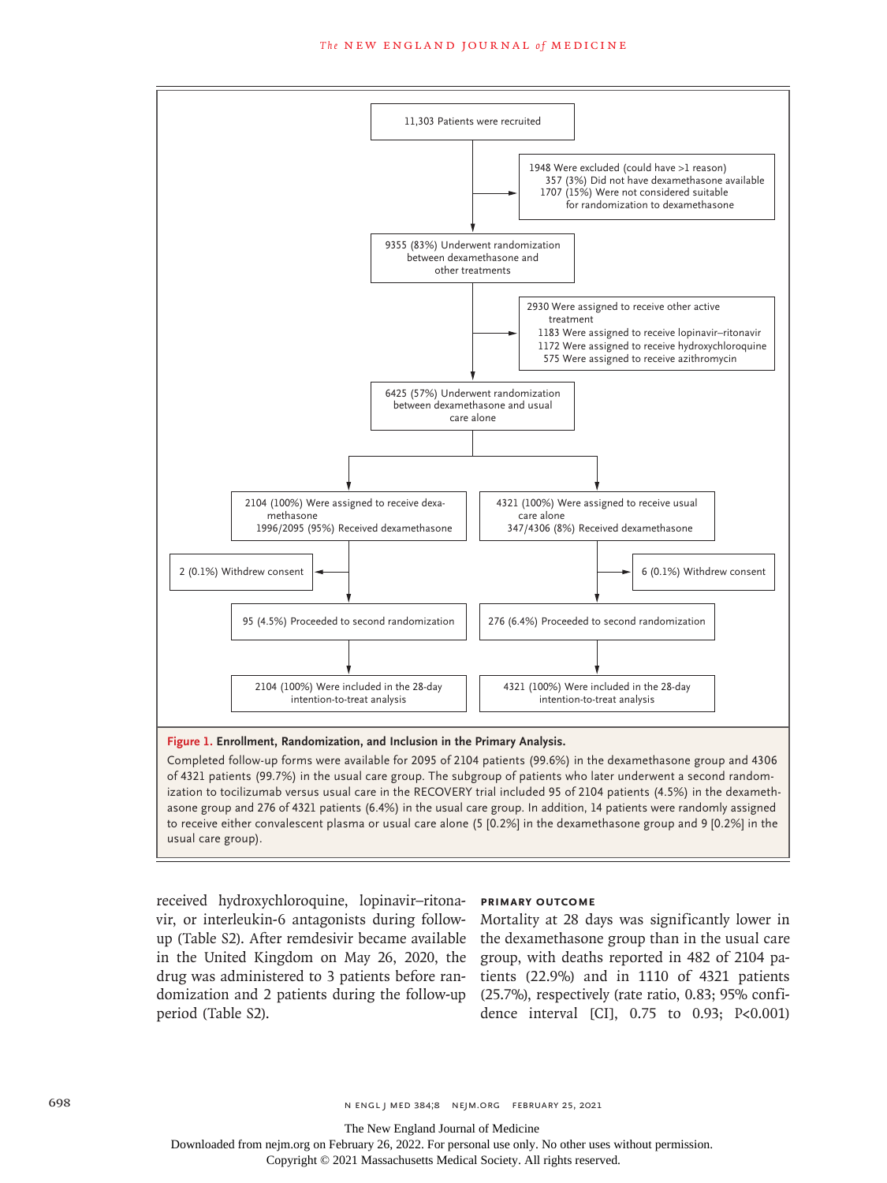11,303 Patients were recruited

1948 Were excluded (could have >1 reason)
- 357 (3%) Did not have dexamethasone available
- 1707 (15%) Were not considered suitable for randomization to dexamethasone

9355 (83%) Underwent randomization between dexamethasone and other treatments

2930 Were assigned to receive other active treatment
- 1183 Were assigned to receive lopinavir–ritonavir
- 1172 Were assigned to receive hydroxychloroquine
- 575 Were assigned to receive azithromycin

6425 (57%) Underwent randomization between dexamethasone and usual care alone

2104 (100%) Were assigned to receive dexamethasone
1996/2095 (95%) Received dexamethasone

4321 (100%) Were assigned to receive usual care alone
347/4306 (8%) Received dexamethasone

2 (0.1%) Withdrew consent

6 (0.1%) Withdrew consent

95 (4.5%) Proceeded to second randomization

276 (6.4%) Proceeded to second randomization

2104 (100%) Were included in the 28-day intention-to-treat analysis

4321 (100%) Were included in the 28-day intention-to-treat analysis

**Figure 1. Enrollment, Randomization, and Inclusion in the Primary Analysis.**

Completed follow-up forms were available for 2095 of 2104 patients (99.6%) in the dexamethasone group and 4306 of 4321 patients (99.7%) in the usual care group. The subgroup of patients who later underwent a second randomization to tocilizumab versus usual care in the RECOVERY trial included 95 of 2104 patients (4.5%) in the dexamethasone group and 276 of 4321 patients (6.4%) in the usual care group. In addition, 14 patients were randomly assigned to receive either convalescent plasma or usual care alone (5 [0.2%] in the dexamethasone group and 9 [0.2%] in the usual care group).

received hydroxychloroquine, lopinavir–ritonavir, or interleukin-6 antagonists during follow-up (Table S2). After remdesivir became available in the United Kingdom on May 26, 2020, the drug was administered to 3 patients before randomization and 2 patients during the follow-up period (Table S2).

### PRIMARY OUTCOME

Mortality at 28 days was significantly lower in the dexamethasone group than in the usual care group, with deaths reported in 482 of 2104 patients (22.9%) and in 1110 of 4321 patients (25.7%), respectively (rate ratio, 0.83; 95% confidence interval [CI], 0.75 to 0.93; P<0.001)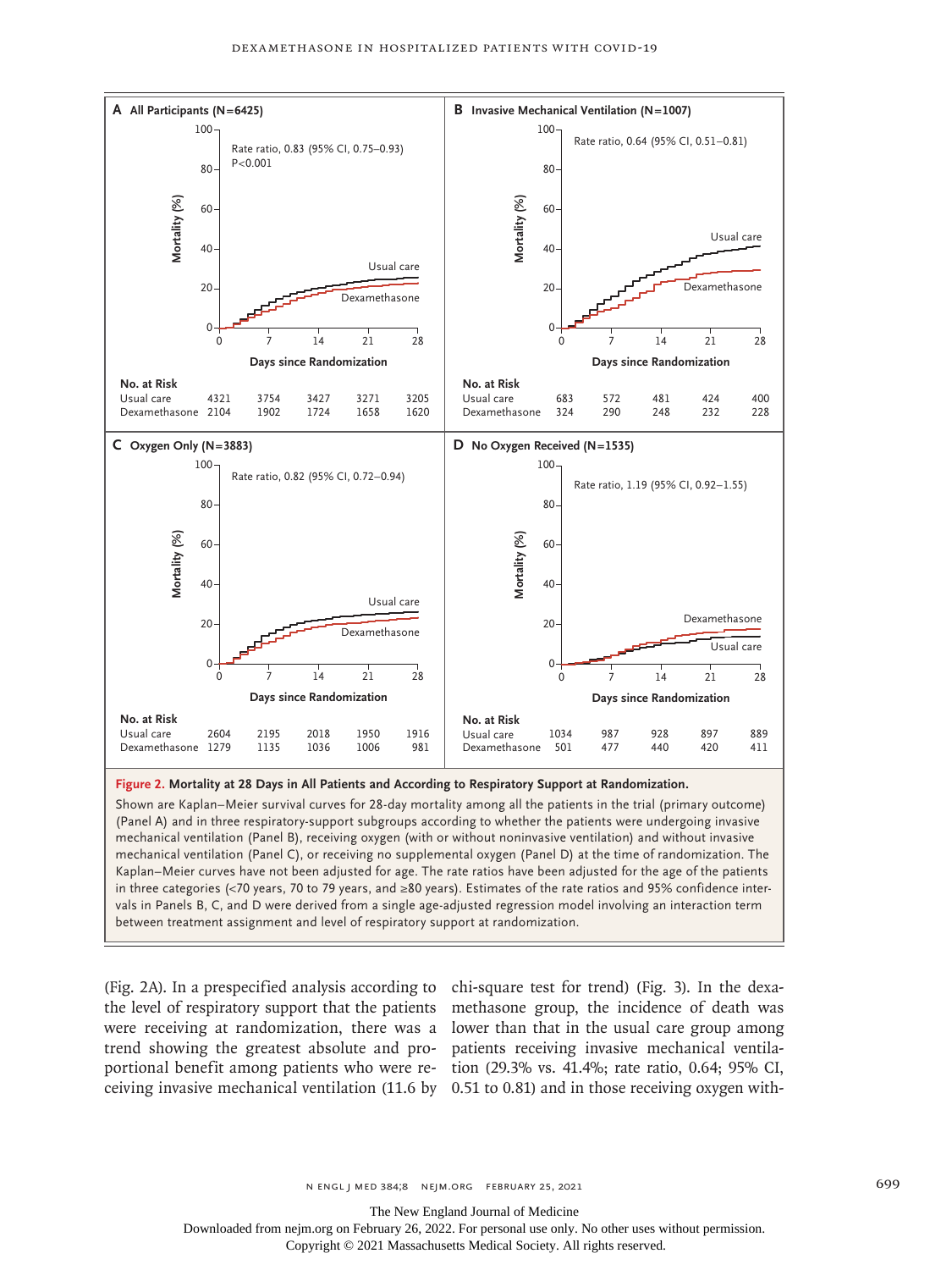**A All Participants (N=6425)**

Rate ratio, 0.83 (95% CI, 0.75–0.93)
P<0.001

No. at Risk

| | 0 | 7 | 14 | 21 | 28 |
|---|---|---|---|---|---|
| Usual care | 4321 | 3754 | 3427 | 3271 | 3205 |
| Dexamethasone | 2104 | 1902 | 1724 | 1658 | 1620 |

**B Invasive Mechanical Ventilation (N=1007)**

Rate ratio, 0.64 (95% CI, 0.51–0.81)

No. at Risk

| | 0 | 7 | 14 | 21 | 28 |
|---|---|---|---|---|---|
| Usual care | 683 | 572 | 481 | 424 | 400 |
| Dexamethasone | 324 | 290 | 248 | 232 | 228 |

**C Oxygen Only (N=3883)**

Rate ratio, 0.82 (95% CI, 0.72–0.94)

No. at Risk

| | 0 | 7 | 14 | 21 | 28 |
|---|---|---|---|---|---|
| Usual care | 2604 | 2195 | 2018 | 1950 | 1916 |
| Dexamethasone | 1279 | 1135 | 1036 | 1006 | 981 |

**D No Oxygen Received (N=1535)**

Rate ratio, 1.19 (95% CI, 0.92–1.55)

No. at Risk

| | 0 | 7 | 14 | 21 | 28 |
|---|---|---|---|---|---|
| Usual care | 1034 | 987 | 928 | 897 | 889 |
| Dexamethasone | 501 | 477 | 440 | 420 | 411 |

**Figure 2. Mortality at 28 Days in All Patients and According to Respiratory Support at Randomization.**

Shown are Kaplan–Meier survival curves for 28-day mortality among all the patients in the trial (primary outcome) (Panel A) and in three respiratory-support subgroups according to whether the patients were undergoing invasive mechanical ventilation (Panel B), receiving oxygen (with or without noninvasive ventilation) and without invasive mechanical ventilation (Panel C), or receiving no supplemental oxygen (Panel D) at the time of randomization. The Kaplan–Meier curves have not been adjusted for age. The rate ratios have been adjusted for the age of the patients in three categories (<70 years, 70 to 79 years, and ≥80 years). Estimates of the rate ratios and 95% confidence intervals in Panels B, C, and D were derived from a single age-adjusted regression model involving an interaction term between treatment assignment and level of respiratory support at randomization.

(Fig. 2A). In a prespecified analysis according to the level of respiratory support that the patients were receiving at randomization, there was a trend showing the greatest absolute and proportional benefit among patients who were receiving invasive mechanical ventilation (11.6 by chi-square test for trend) (Fig. 3). In the dexamethasone group, the incidence of death was lower than that in the usual care group among patients receiving invasive mechanical ventilation (29.3% vs. 41.4%; rate ratio, 0.64; 95% CI, 0.51 to 0.81) and in those receiving oxygen with-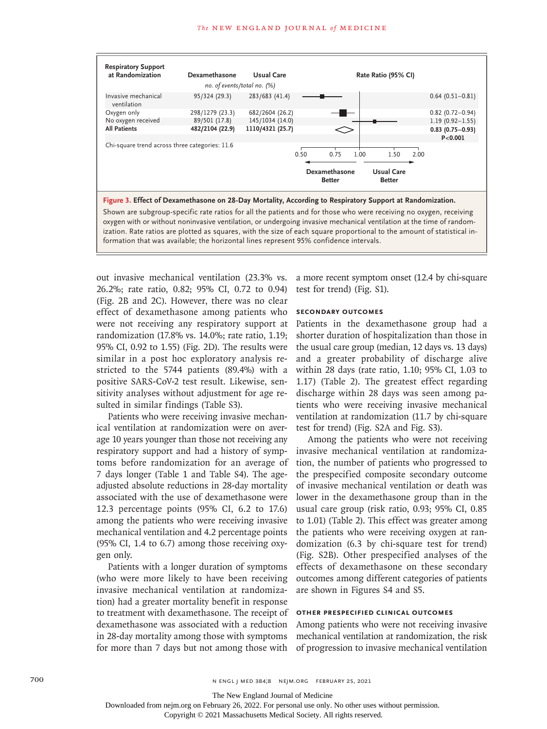| Respiratory Support at Randomization | Dexamethasone | Usual Care | Rate Ratio (95% CI) |
|---|---|---|---|
| | *no. of events/total no. (%)* | | |
| Invasive mechanical ventilation | 95/324 (29.3) | 283/683 (41.4) | 0.64 (0.51–0.81) |
| Oxygen only | 298/1279 (23.3) | 682/2604 (26.2) | 0.82 (0.72–0.94) |
| No oxygen received | 89/501 (17.8) | 145/1034 (14.0) | 1.19 (0.92–1.55) |
| **All Patients** | **482/2104 (22.9)** | **1110/4321 (25.7)** | **0.83 (0.75–0.93)** **P<0.001** |

Chi-square trend across three categories: 11.6

Dexamethasone Better ← → Usual Care Better

**Figure 3. Effect of Dexamethasone on 28-Day Mortality, According to Respiratory Support at Randomization.**

Shown are subgroup-specific rate ratios for all the patients and for those who were receiving no oxygen, receiving oxygen with or without noninvasive ventilation, or undergoing invasive mechanical ventilation at the time of randomization. Rate ratios are plotted as squares, with the size of each square proportional to the amount of statistical information that was available; the horizontal lines represent 95% confidence intervals.

out invasive mechanical ventilation (23.3% vs. 26.2%; rate ratio, 0.82; 95% CI, 0.72 to 0.94) (Fig. 2B and 2C). However, there was no clear effect of dexamethasone among patients who were not receiving any respiratory support at randomization (17.8% vs. 14.0%; rate ratio, 1.19; 95% CI, 0.92 to 1.55) (Fig. 2D). The results were similar in a post hoc exploratory analysis restricted to the 5744 patients (89.4%) with a positive SARS-CoV-2 test result. Likewise, sensitivity analyses without adjustment for age resulted in similar findings (Table S3).

Patients who were receiving invasive mechanical ventilation at randomization were on average 10 years younger than those not receiving any respiratory support and had a history of symptoms before randomization for an average of 7 days longer (Table 1 and Table S4). The age-adjusted absolute reductions in 28-day mortality associated with the use of dexamethasone were 12.3 percentage points (95% CI, 6.2 to 17.6) among the patients who were receiving invasive mechanical ventilation and 4.2 percentage points (95% CI, 1.4 to 6.7) among those receiving oxygen only.

Patients with a longer duration of symptoms (who were more likely to have been receiving invasive mechanical ventilation at randomization) had a greater mortality benefit in response to treatment with dexamethasone. The receipt of dexamethasone was associated with a reduction in 28-day mortality among those with symptoms for more than 7 days but not among those with a more recent symptom onset (12.4 by chi-square test for trend) (Fig. S1).

### Secondary Outcomes

Patients in the dexamethasone group had a shorter duration of hospitalization than those in the usual care group (median, 12 days vs. 13 days) and a greater probability of discharge alive within 28 days (rate ratio, 1.10; 95% CI, 1.03 to 1.17) (Table 2). The greatest effect regarding discharge within 28 days was seen among patients who were receiving invasive mechanical ventilation at randomization (11.7 by chi-square test for trend) (Fig. S2A and Fig. S3).

Among the patients who were not receiving invasive mechanical ventilation at randomization, the number of patients who progressed to the prespecified composite secondary outcome of invasive mechanical ventilation or death was lower in the dexamethasone group than in the usual care group (risk ratio, 0.93; 95% CI, 0.85 to 1.01) (Table 2). This effect was greater among the patients who were receiving oxygen at randomization (6.3 by chi-square test for trend) (Fig. S2B). Other prespecified analyses of the effects of dexamethasone on these secondary outcomes among different categories of patients are shown in Figures S4 and S5.

### Other Prespecified Clinical Outcomes

Among patients who were not receiving invasive mechanical ventilation at randomization, the risk of progression to invasive mechanical ventilation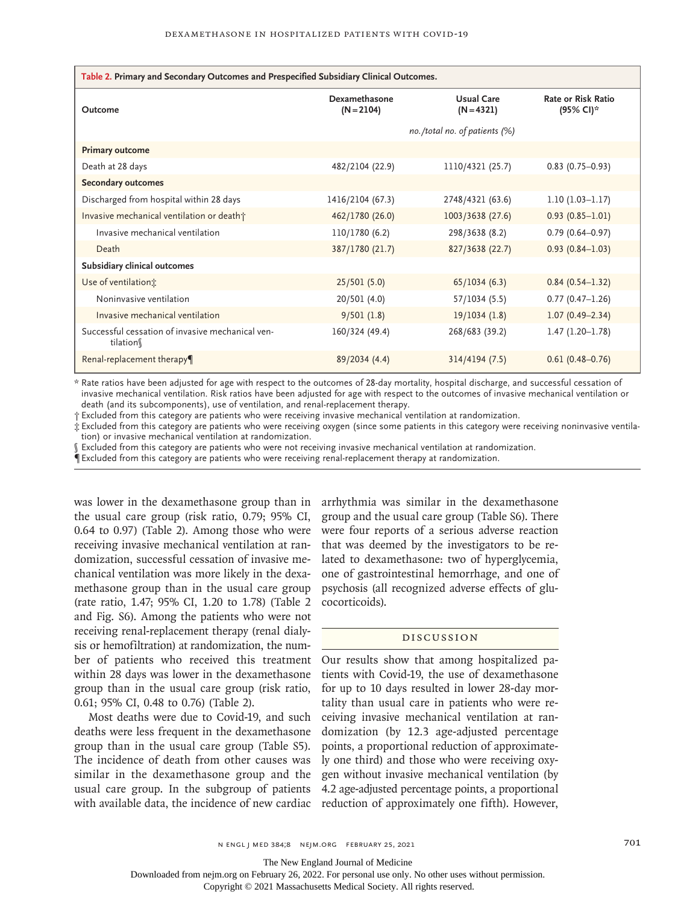**Table 2. Primary and Secondary Outcomes and Prespecified Subsidiary Clinical Outcomes.**

| Outcome | Dexamethasone (N=2104) | Usual Care (N=4321) | Rate or Risk Ratio (95% CI)* |
|---|---|---|---|
| | *no./total no. of patients (%)* | | |
| **Primary outcome** | | | |
| Death at 28 days | 482/2104 (22.9) | 1110/4321 (25.7) | 0.83 (0.75–0.93) |
| **Secondary outcomes** | | | |
| Discharged from hospital within 28 days | 1416/2104 (67.3) | 2748/4321 (63.6) | 1.10 (1.03–1.17) |
| Invasive mechanical ventilation or death† | 462/1780 (26.0) | 1003/3638 (27.6) | 0.93 (0.85–1.01) |
| Invasive mechanical ventilation | 110/1780 (6.2) | 298/3638 (8.2) | 0.79 (0.64–0.97) |
| Death | 387/1780 (21.7) | 827/3638 (22.7) | 0.93 (0.84–1.03) |
| **Subsidiary clinical outcomes** | | | |
| Use of ventilation‡ | 25/501 (5.0) | 65/1034 (6.3) | 0.84 (0.54–1.32) |
| Noninvasive ventilation | 20/501 (4.0) | 57/1034 (5.5) | 0.77 (0.47–1.26) |
| Invasive mechanical ventilation | 9/501 (1.8) | 19/1034 (1.8) | 1.07 (0.49–2.34) |
| Successful cessation of invasive mechanical ventilation§ | 160/324 (49.4) | 268/683 (39.2) | 1.47 (1.20–1.78) |
| Renal-replacement therapy¶ | 89/2034 (4.4) | 314/4194 (7.5) | 0.61 (0.48–0.76) |

\* Rate ratios have been adjusted for age with respect to the outcomes of 28-day mortality, hospital discharge, and successful cessation of invasive mechanical ventilation. Risk ratios have been adjusted for age with respect to the outcomes of invasive mechanical ventilation or death (and its subcomponents), use of ventilation, and renal-replacement therapy.

† Excluded from this category are patients who were receiving invasive mechanical ventilation at randomization.

‡ Excluded from this category are patients who were receiving oxygen (since some patients in this category were receiving noninvasive ventilation) or invasive mechanical ventilation at randomization.

§ Excluded from this category are patients who were not receiving invasive mechanical ventilation at randomization.

¶ Excluded from this category are patients who were receiving renal-replacement therapy at randomization.

was lower in the dexamethasone group than in the usual care group (risk ratio, 0.79; 95% CI, 0.64 to 0.97) (Table 2). Among those who were receiving invasive mechanical ventilation at randomization, successful cessation of invasive mechanical ventilation was more likely in the dexamethasone group than in the usual care group (rate ratio, 1.47; 95% CI, 1.20 to 1.78) (Table 2 and Fig. S6). Among the patients who were not receiving renal-replacement therapy (renal dialysis or hemofiltration) at randomization, the number of patients who received this treatment within 28 days was lower in the dexamethasone group than in the usual care group (risk ratio, 0.61; 95% CI, 0.48 to 0.76) (Table 2).

Most deaths were due to Covid-19, and such deaths were less frequent in the dexamethasone group than in the usual care group (Table S5). The incidence of death from other causes was similar in the dexamethasone group and the usual care group. In the subgroup of patients with available data, the incidence of new cardiac arrhythmia was similar in the dexamethasone group and the usual care group (Table S6). There were four reports of a serious adverse reaction that was deemed by the investigators to be related to dexamethasone: two of hyperglycemia, one of gastrointestinal hemorrhage, and one of psychosis (all recognized adverse effects of glucocorticoids).

## Discussion

Our results show that among hospitalized patients with Covid-19, the use of dexamethasone for up to 10 days resulted in lower 28-day mortality than usual care in patients who were receiving invasive mechanical ventilation at randomization (by 12.3 age-adjusted percentage points, a proportional reduction of approximately one third) and those who were receiving oxygen without invasive mechanical ventilation (by 4.2 age-adjusted percentage points, a proportional reduction of approximately one fifth). However,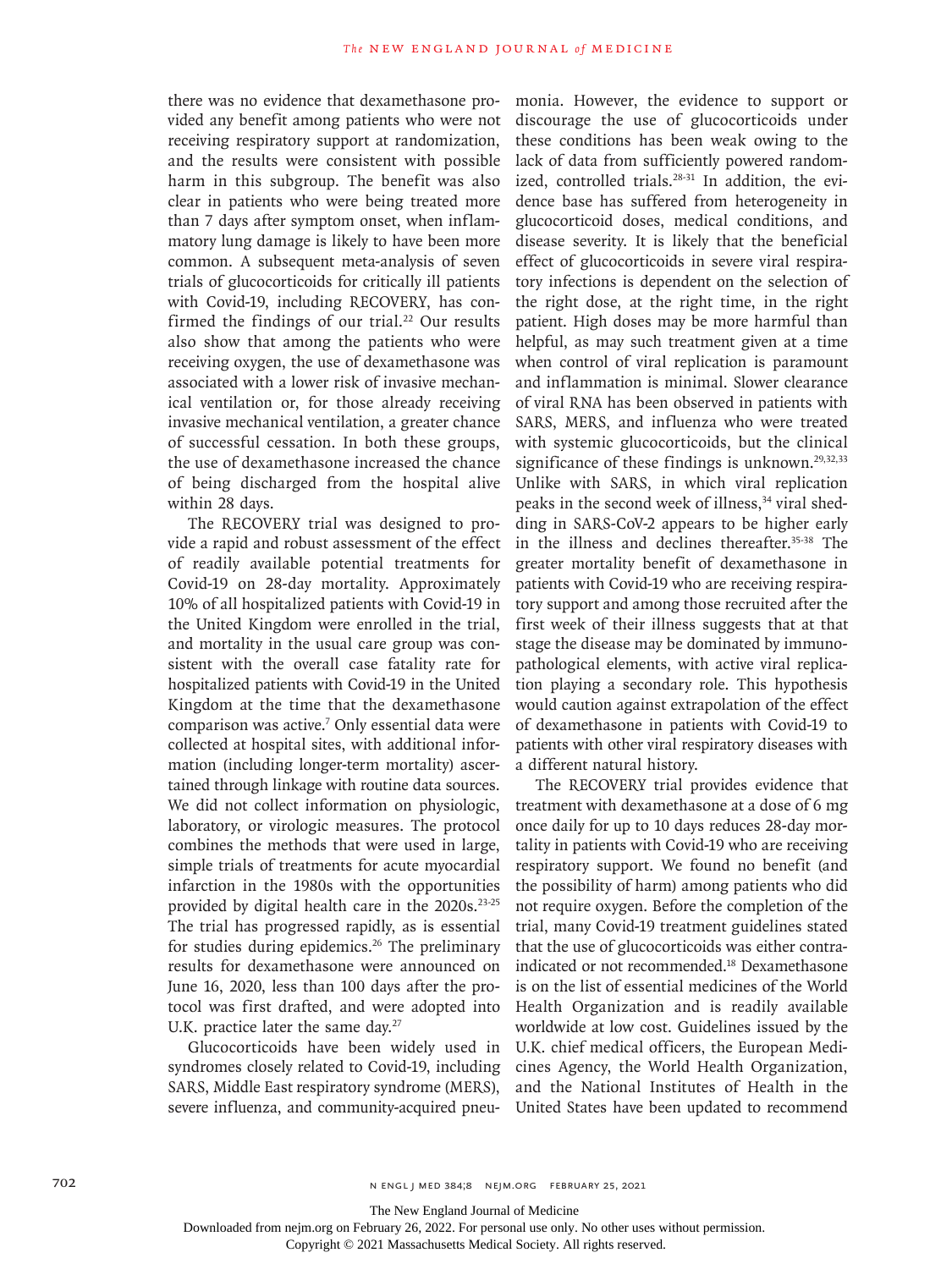there was no evidence that dexamethasone provided any benefit among patients who were not receiving respiratory support at randomization, and the results were consistent with possible harm in this subgroup. The benefit was also clear in patients who were being treated more than 7 days after symptom onset, when inflammatory lung damage is likely to have been more common. A subsequent meta-analysis of seven trials of glucocorticoids for critically ill patients with Covid-19, including RECOVERY, has confirmed the findings of our trial.[22] Our results also show that among the patients who were receiving oxygen, the use of dexamethasone was associated with a lower risk of invasive mechanical ventilation or, for those already receiving invasive mechanical ventilation, a greater chance of successful cessation. In both these groups, the use of dexamethasone increased the chance of being discharged from the hospital alive within 28 days.

The RECOVERY trial was designed to provide a rapid and robust assessment of the effect of readily available potential treatments for Covid-19 on 28-day mortality. Approximately 10% of all hospitalized patients with Covid-19 in the United Kingdom were enrolled in the trial, and mortality in the usual care group was consistent with the overall case fatality rate for hospitalized patients with Covid-19 in the United Kingdom at the time that the dexamethasone comparison was active.[7] Only essential data were collected at hospital sites, with additional information (including longer-term mortality) ascertained through linkage with routine data sources. We did not collect information on physiologic, laboratory, or virologic measures. The protocol combines the methods that were used in large, simple trials of treatments for acute myocardial infarction in the 1980s with the opportunities provided by digital health care in the 2020s.[23-25] The trial has progressed rapidly, as is essential for studies during epidemics.[26] The preliminary results for dexamethasone were announced on June 16, 2020, less than 100 days after the protocol was first drafted, and were adopted into U.K. practice later the same day.[27]

Glucocorticoids have been widely used in syndromes closely related to Covid-19, including SARS, Middle East respiratory syndrome (MERS), severe influenza, and community-acquired pneumonia. However, the evidence to support or discourage the use of glucocorticoids under these conditions has been weak owing to the lack of data from sufficiently powered randomized, controlled trials.[28-31] In addition, the evidence base has suffered from heterogeneity in glucocorticoid doses, medical conditions, and disease severity. It is likely that the beneficial effect of glucocorticoids in severe viral respiratory infections is dependent on the selection of the right dose, at the right time, in the right patient. High doses may be more harmful than helpful, as may such treatment given at a time when control of viral replication is paramount and inflammation is minimal. Slower clearance of viral RNA has been observed in patients with SARS, MERS, and influenza who were treated with systemic glucocorticoids, but the clinical significance of these findings is unknown.[29,32,33] Unlike with SARS, in which viral replication peaks in the second week of illness,[34] viral shedding in SARS-CoV-2 appears to be higher early in the illness and declines thereafter.[35-38] The greater mortality benefit of dexamethasone in patients with Covid-19 who are receiving respiratory support and among those recruited after the first week of their illness suggests that at that stage the disease may be dominated by immunopathological elements, with active viral replication playing a secondary role. This hypothesis would caution against extrapolation of the effect of dexamethasone in patients with Covid-19 to patients with other viral respiratory diseases with a different natural history.

The RECOVERY trial provides evidence that treatment with dexamethasone at a dose of 6 mg once daily for up to 10 days reduces 28-day mortality in patients with Covid-19 who are receiving respiratory support. We found no benefit (and the possibility of harm) among patients who did not require oxygen. Before the completion of the trial, many Covid-19 treatment guidelines stated that the use of glucocorticoids was either contraindicated or not recommended.[18] Dexamethasone is on the list of essential medicines of the World Health Organization and is readily available worldwide at low cost. Guidelines issued by the U.K. chief medical officers, the European Medicines Agency, the World Health Organization, and the National Institutes of Health in the United States have been updated to recommend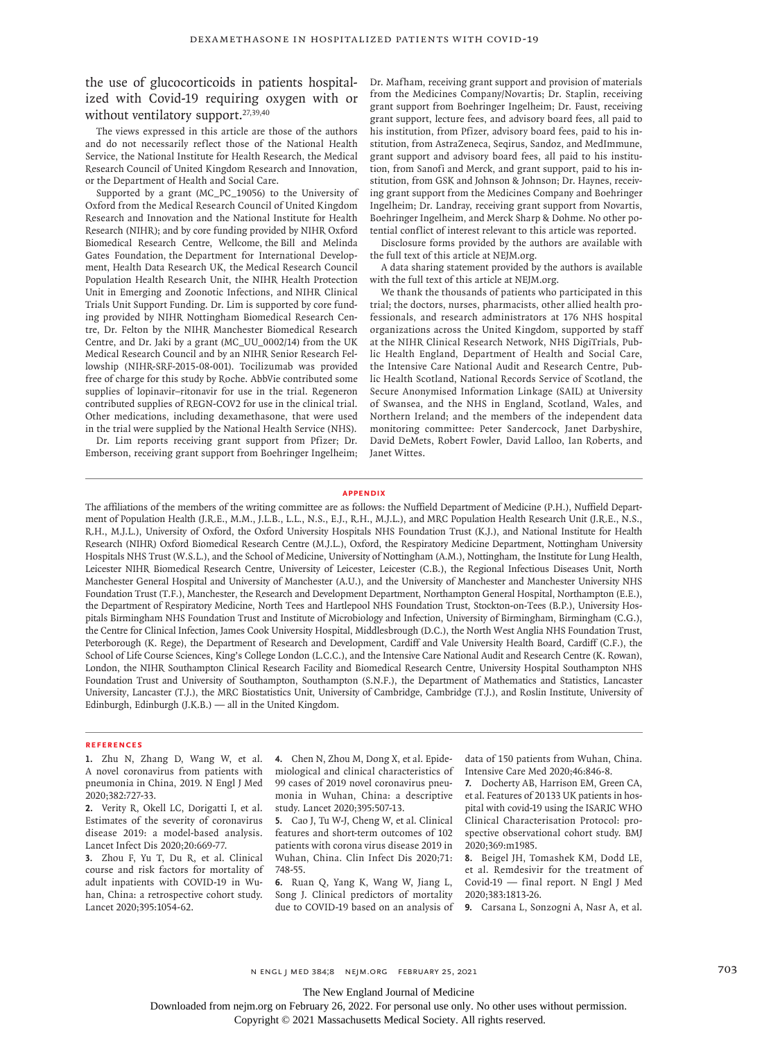the use of glucocorticoids in patients hospitalized with Covid-19 requiring oxygen with or without ventilatory support.[27,39,40]

The views expressed in this article are those of the authors and do not necessarily reflect those of the National Health Service, the National Institute for Health Research, the Medical Research Council of United Kingdom Research and Innovation, or the Department of Health and Social Care.

Supported by a grant (MC_PC_19056) to the University of Oxford from the Medical Research Council of United Kingdom Research and Innovation and the National Institute for Health Research (NIHR); and by core funding provided by NIHR Oxford Biomedical Research Centre, Wellcome, the Bill and Melinda Gates Foundation, the Department for International Development, Health Data Research UK, the Medical Research Council Population Health Research Unit, the NIHR Health Protection Unit in Emerging and Zoonotic Infections, and NIHR Clinical Trials Unit Support Funding. Dr. Lim is supported by core funding provided by NIHR Nottingham Biomedical Research Centre, Dr. Felton by the NIHR Manchester Biomedical Research Centre, and Dr. Jaki by a grant (MC_UU_0002/14) from the UK Medical Research Council and by an NIHR Senior Research Fellowship (NIHR-SRF-2015-08-001). Tocilizumab was provided free of charge for this study by Roche. AbbVie contributed some supplies of lopinavir–ritonavir for use in the trial. Regeneron contributed supplies of REGN-COV2 for use in the clinical trial. Other medications, including dexamethasone, that were used in the trial were supplied by the National Health Service (NHS).

Dr. Lim reports receiving grant support from Pfizer; Dr. Emberson, receiving grant support from Boehringer Ingelheim; Dr. Mafham, receiving grant support and provision of materials from the Medicines Company/Novartis; Dr. Staplin, receiving grant support from Boehringer Ingelheim; Dr. Faust, receiving grant support, lecture fees, and advisory board fees, all paid to his institution, from Pfizer, advisory board fees, paid to his institution, from AstraZeneca, Seqirus, Sandoz, and MedImmune, grant support and advisory board fees, all paid to his institution, from Sanofi and Merck, and grant support, paid to his institution, from GSK and Johnson & Johnson; Dr. Haynes, receiving grant support from the Medicines Company and Boehringer Ingelheim; Dr. Landray, receiving grant support from Novartis, Boehringer Ingelheim, and Merck Sharp & Dohme. No other potential conflict of interest relevant to this article was reported.

Disclosure forms provided by the authors are available with the full text of this article at NEJM.org.

A data sharing statement provided by the authors is available with the full text of this article at NEJM.org.

We thank the thousands of patients who participated in this trial; the doctors, nurses, pharmacists, other allied health professionals, and research administrators at 176 NHS hospital organizations across the United Kingdom, supported by staff at the NIHR Clinical Research Network, NHS DigiTrials, Public Health England, Department of Health and Social Care, the Intensive Care National Audit and Research Centre, Public Health Scotland, National Records Service of Scotland, the Secure Anonymised Information Linkage (SAIL) at University of Swansea, and the NHS in England, Scotland, Wales, and Northern Ireland; and the members of the independent data monitoring committee: Peter Sandercock, Janet Darbyshire, David DeMets, Robert Fowler, David Lalloo, Ian Roberts, and Janet Wittes.

## APPENDIX

The affiliations of the members of the writing committee are as follows: the Nuffield Department of Medicine (P.H.), Nuffield Department of Population Health (J.R.E., M.M., J.L.B., L.L., N.S., E.J., R.H., M.J.L.), and MRC Population Health Research Unit (J.R.E., N.S., R.H., M.J.L.), University of Oxford, the Oxford University Hospitals NHS Foundation Trust (K.J.), and National Institute for Health Research (NIHR) Oxford Biomedical Research Centre (M.J.L.), Oxford, the Respiratory Medicine Department, Nottingham University Hospitals NHS Trust (W.S.L.), and the School of Medicine, University of Nottingham (A.M.), Nottingham, the Institute for Lung Health, Leicester NIHR Biomedical Research Centre, University of Leicester, Leicester (C.B.), the Regional Infectious Diseases Unit, North Manchester General Hospital and University of Manchester (A.U.), and the University of Manchester and Manchester University NHS Foundation Trust (T.F.), Manchester, the Research and Development Department, Northampton General Hospital, Northampton (E.E.), the Department of Respiratory Medicine, North Tees and Hartlepool NHS Foundation Trust, Stockton-on-Tees (B.P.), University Hospitals Birmingham NHS Foundation Trust and Institute of Microbiology and Infection, University of Birmingham, Birmingham (C.G.), the Centre for Clinical Infection, James Cook University Hospital, Middlesbrough (D.C.), the North West Anglia NHS Foundation Trust, Peterborough (K. Rege), the Department of Research and Development, Cardiff and Vale University Health Board, Cardiff (C.F.), the School of Life Course Sciences, King's College London (L.C.C.), and the Intensive Care National Audit and Research Centre (K. Rowan), London, the NIHR Southampton Clinical Research Facility and Biomedical Research Centre, University Hospital Southampton NHS Foundation Trust and University of Southampton, Southampton (S.N.F.), the Department of Mathematics and Statistics, Lancaster University, Lancaster (T.J.), the MRC Biostatistics Unit, University of Cambridge, Cambridge (T.J.), and Roslin Institute, University of Edinburgh, Edinburgh (J.K.B.) — all in the United Kingdom.

## REFERENCES

1. Zhu N, Zhang D, Wang W, et al. A novel coronavirus from patients with pneumonia in China, 2019. N Engl J Med 2020;382:727-33.
2. Verity R, Okell LC, Dorigatti I, et al. Estimates of the severity of coronavirus disease 2019: a model-based analysis. Lancet Infect Dis 2020;20:669-77.
3. Zhou F, Yu T, Du R, et al. Clinical course and risk factors for mortality of adult inpatients with COVID-19 in Wuhan, China: a retrospective cohort study. Lancet 2020;395:1054-62.
4. Chen N, Zhou M, Dong X, et al. Epidemiological and clinical characteristics of 99 cases of 2019 novel coronavirus pneumonia in Wuhan, China: a descriptive study. Lancet 2020;395:507-13.
5. Cao J, Tu W-J, Cheng W, et al. Clinical features and short-term outcomes of 102 patients with corona virus disease 2019 in Wuhan, China. Clin Infect Dis 2020;71:748-55.
6. Ruan Q, Yang K, Wang W, Jiang L, Song J. Clinical predictors of mortality due to COVID-19 based on an analysis of data of 150 patients from Wuhan, China. Intensive Care Med 2020;46:846-8.
7. Docherty AB, Harrison EM, Green CA, et al. Features of 20133 UK patients in hospital with covid-19 using the ISARIC WHO Clinical Characterisation Protocol: prospective observational cohort study. BMJ 2020;369:m1985.
8. Beigel JH, Tomashek KM, Dodd LE, et al. Remdesivir for the treatment of Covid-19 — final report. N Engl J Med 2020;383:1813-26.
9. Carsana L, Sonzogni A, Nasr A, et al.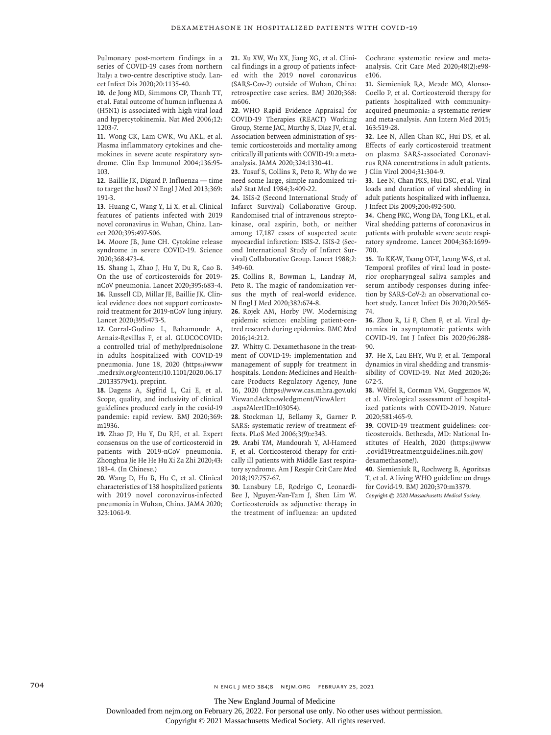Pulmonary post-mortem findings in a series of COVID-19 cases from northern Italy: a two-centre descriptive study. Lancet Infect Dis 2020;20:1135-40.

10. de Jong MD, Simmons CP, Thanh TT, et al. Fatal outcome of human influenza A (H5N1) is associated with high viral load and hypercytokinemia. Nat Med 2006;12:1203-7.

11. Wong CK, Lam CWK, Wu AKL, et al. Plasma inflammatory cytokines and chemokines in severe acute respiratory syndrome. Clin Exp Immunol 2004;136:95-103.

12. Baillie JK, Digard P. Influenza — time to target the host? N Engl J Med 2013;369:191-3.

13. Huang C, Wang Y, Li X, et al. Clinical features of patients infected with 2019 novel coronavirus in Wuhan, China. Lancet 2020;395:497-506.

14. Moore JB, June CH. Cytokine release syndrome in severe COVID-19. Science 2020;368:473-4.

15. Shang L, Zhao J, Hu Y, Du R, Cao B. On the use of corticosteroids for 2019-nCoV pneumonia. Lancet 2020;395:683-4.

16. Russell CD, Millar JE, Baillie JK. Clinical evidence does not support corticosteroid treatment for 2019-nCoV lung injury. Lancet 2020;395:473-5.

17. Corral-Gudino L, Bahamonde A, Arnaiz-Revillas F, et al. GLUCOCOVID: a controlled trial of methylprednisolone in adults hospitalized with COVID-19 pneumonia. June 18, 2020 (https://www.medrxiv.org/content/10.1101/2020.06.17.20133579v1). preprint.

18. Dagens A, Sigfrid L, Cai E, et al. Scope, quality, and inclusivity of clinical guidelines produced early in the covid-19 pandemic: rapid review. BMJ 2020;369:m1936.

19. Zhao JP, Hu Y, Du RH, et al. Expert consensus on the use of corticosteroid in patients with 2019-nCoV pneumonia. Zhonghua Jie He He Hu Xi Za Zhi 2020;43:183-4. (In Chinese.)

20. Wang D, Hu B, Hu C, et al. Clinical characteristics of 138 hospitalized patients with 2019 novel coronavirus-infected pneumonia in Wuhan, China. JAMA 2020;323:1061-9.

21. Xu XW, Wu XX, Jiang XG, et al. Clinical findings in a group of patients infected with the 2019 novel coronavirus (SARS-Cov-2) outside of Wuhan, China: retrospective case series. BMJ 2020;368:m606.

22. WHO Rapid Evidence Appraisal for COVID-19 Therapies (REACT) Working Group, Sterne JAC, Murthy S, Diaz JV, et al. Association between administration of systemic corticosteroids and mortality among critically ill patients with COVID-19: a meta-analysis. JAMA 2020;324:1330-41.

23. Yusuf S, Collins R, Peto R. Why do we need some large, simple randomized trials? Stat Med 1984;3:409-22.

24. ISIS-2 (Second International Study of Infarct Survival) Collaborative Group. Randomised trial of intravenous streptokinase, oral aspirin, both, or neither among 17,187 cases of suspected acute myocardial infarction: ISIS-2. ISIS-2 (Second International Study of Infarct Survival) Collaborative Group. Lancet 1988;2:349-60.

25. Collins R, Bowman L, Landray M, Peto R. The magic of randomization versus the myth of real-world evidence. N Engl J Med 2020;382:674-8.

26. Rojek AM, Horby PW. Modernising epidemic science: enabling patient-centred research during epidemics. BMC Med 2016;14:212.

27. Whitty C. Dexamethasone in the treatment of COVID-19: implementation and management of supply for treatment in hospitals. London: Medicines and Healthcare Products Regulatory Agency, June 16, 2020 (https://www.cas.mhra.gov.uk/ViewandAcknowledgment/ViewAlert.aspx?AlertID=103054).

28. Stockman LJ, Bellamy R, Garner P. SARS: systematic review of treatment effects. PLoS Med 2006;3(9):e343.

29. Arabi YM, Mandourah Y, Al-Hameed F, et al. Corticosteroid therapy for critically ill patients with Middle East respiratory syndrome. Am J Respir Crit Care Med 2018;197:757-67.

30. Lansbury LE, Rodrigo C, Leonardi-Bee J, Nguyen-Van-Tam J, Shen Lim W. Corticosteroids as adjunctive therapy in the treatment of influenza: an updated Cochrane systematic review and meta-analysis. Crit Care Med 2020;48(2):e98-e106.

31. Siemieniuk RA, Meade MO, Alonso-Coello P, et al. Corticosteroid therapy for patients hospitalized with community-acquired pneumonia: a systematic review and meta-analysis. Ann Intern Med 2015;163:519-28.

32. Lee N, Allen Chan KC, Hui DS, et al. Effects of early corticosteroid treatment on plasma SARS-associated Coronavirus RNA concentrations in adult patients. J Clin Virol 2004;31:304-9.

33. Lee N, Chan PKS, Hui DSC, et al. Viral loads and duration of viral shedding in adult patients hospitalized with influenza. J Infect Dis 2009;200:492-500.

34. Cheng PKC, Wong DA, Tong LKL, et al. Viral shedding patterns of coronavirus in patients with probable severe acute respiratory syndrome. Lancet 2004;363:1699-700.

35. To KK-W, Tsang OT-T, Leung W-S, et al. Temporal profiles of viral load in posterior oropharyngeal saliva samples and serum antibody responses during infection by SARS-CoV-2: an observational cohort study. Lancet Infect Dis 2020;20:565-74.

36. Zhou R, Li F, Chen F, et al. Viral dynamics in asymptomatic patients with COVID-19. Int J Infect Dis 2020;96:288-90.

37. He X, Lau EHY, Wu P, et al. Temporal dynamics in viral shedding and transmissibility of COVID-19. Nat Med 2020;26:672-5.

38. Wölfel R, Corman VM, Guggemos W, et al. Virological assessment of hospitalized patients with COVID-2019. Nature 2020;581:465-9.

39. COVID-19 treatment guidelines: corticosteroids. Bethesda, MD: National Institutes of Health, 2020 (https://www.covid19treatmentguidelines.nih.gov/dexamethasone/).

40. Siemieniuk R, Rochwerg B, Agoritsas T, et al. A living WHO guideline on drugs for Covid-19. BMJ 2020;370:m3379.

*Copyright © 2020 Massachusetts Medical Society.*